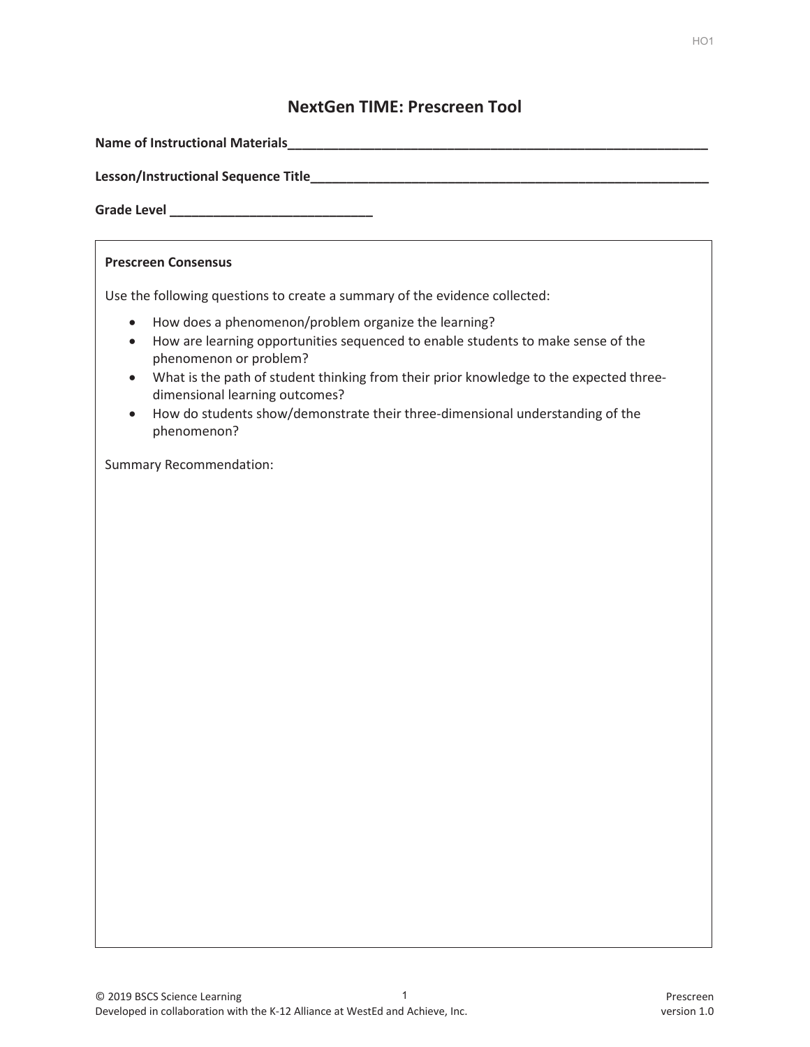# NextGen TIME: Prescreen Tool

**Name of Instructional Materials**______________________________________________________________

**Lesson/Instructional Sequence Title**__________________________________________________________

**Grade Level** ____________________________

**Prescreen Consensus**

Use the following questions to create a summary of the evidence collected:

- How does a phenomenon/problem organize the learning?
- How are learning opportunities sequenced to enable students to make sense of the phenomenon or problem?
- What is the path of student thinking from their prior knowledge to the expected three-dimensional learning outcomes?
- How do students show/demonstrate their three-dimensional understanding of the phenomenon?

Summary Recommendation: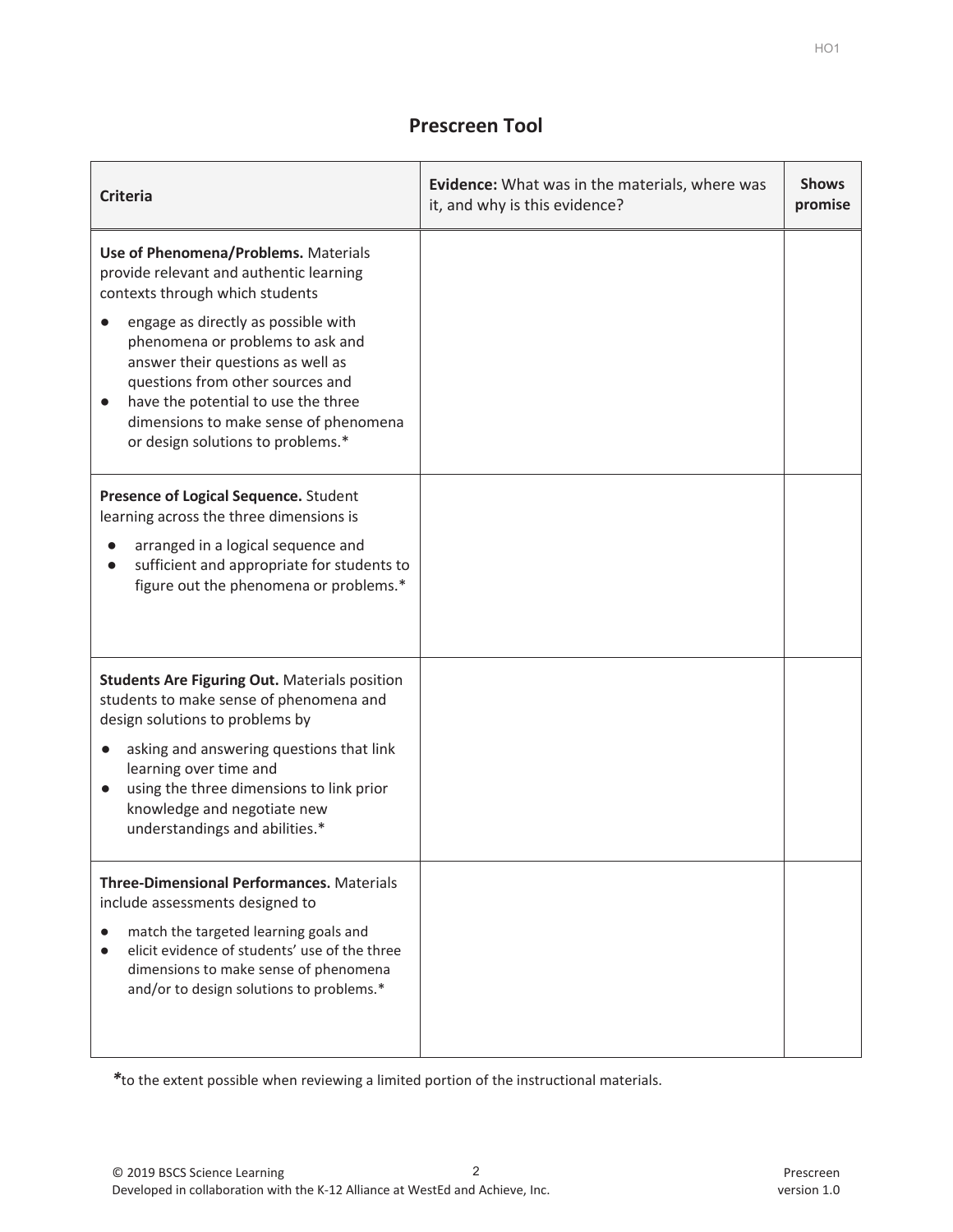## Prescreen Tool

| Criteria | Evidence: What was in the materials, where was it, and why is this evidence? | Shows promise |
| --- | --- | --- |
| **Use of Phenomena/Problems.** Materials provide relevant and authentic learning contexts through which students<br>● engage as directly as possible with phenomena or problems to ask and answer their questions as well as questions from other sources and<br>● have the potential to use the three dimensions to make sense of phenomena or design solutions to problems.* | | |
| **Presence of Logical Sequence.** Student learning across the three dimensions is<br>● arranged in a logical sequence and<br>● sufficient and appropriate for students to figure out the phenomena or problems.* | | |
| **Students Are Figuring Out.** Materials position students to make sense of phenomena and design solutions to problems by<br>● asking and answering questions that link learning over time and<br>● using the three dimensions to link prior knowledge and negotiate new understandings and abilities.* | | |
| **Three-Dimensional Performances.** Materials include assessments designed to<br>● match the targeted learning goals and<br>● elicit evidence of students' use of the three dimensions to make sense of phenomena and/or to design solutions to problems.* | | |

*to the extent possible when reviewing a limited portion of the instructional materials.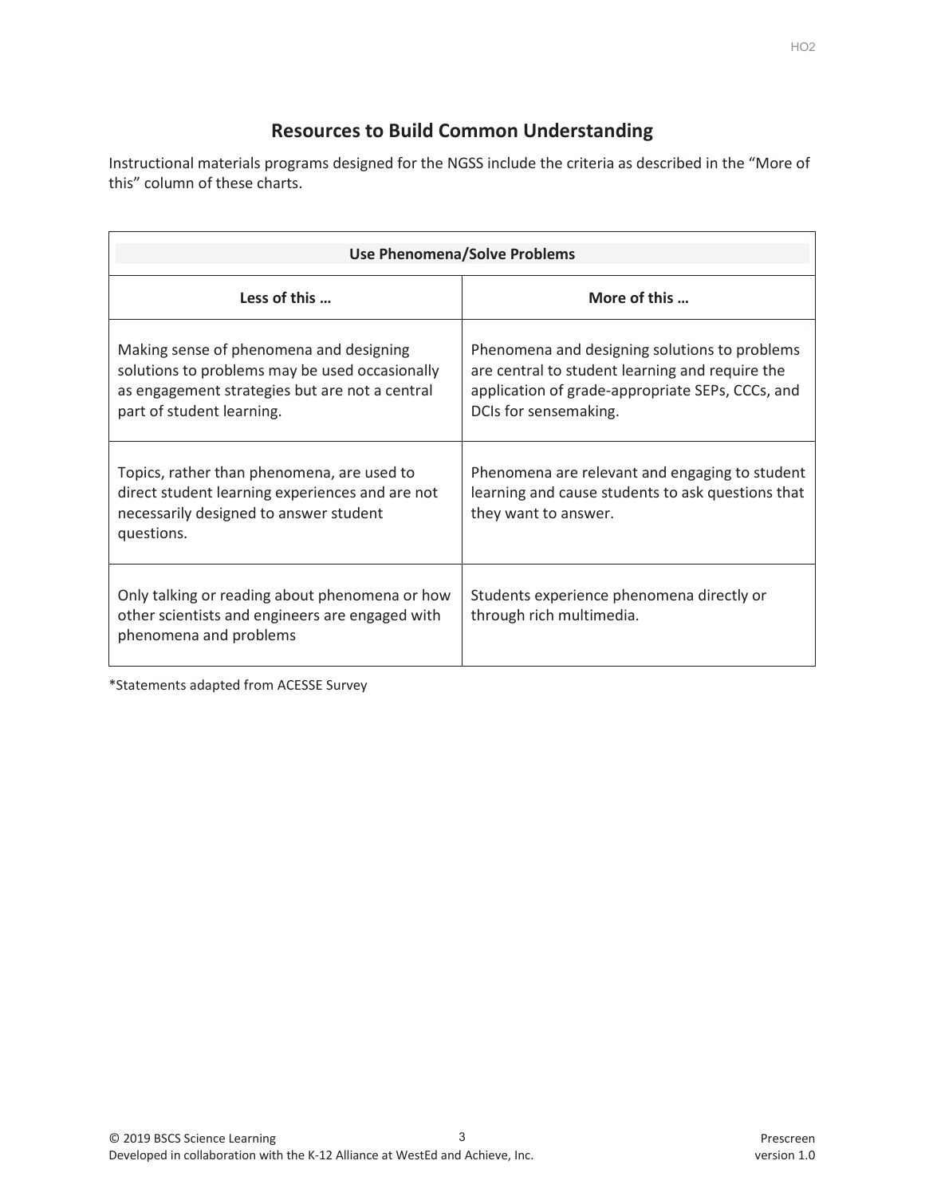## Resources to Build Common Understanding

Instructional materials programs designed for the NGSS include the criteria as described in the “More of this” column of these charts.

| **Use Phenomena/Solve Problems** | |
|---|---|
| **Less of this …** | **More of this …** |
| Making sense of phenomena and designing solutions to problems may be used occasionally as engagement strategies but are not a central part of student learning. | Phenomena and designing solutions to problems are central to student learning and require the application of grade-appropriate SEPs, CCCs, and DCIs for sensemaking. |
| Topics, rather than phenomena, are used to direct student learning experiences and are not necessarily designed to answer student questions. | Phenomena are relevant and engaging to student learning and cause students to ask questions that they want to answer. |
| Only talking or reading about phenomena or how other scientists and engineers are engaged with phenomena and problems | Students experience phenomena directly or through rich multimedia. |

*Statements adapted from ACESSE Survey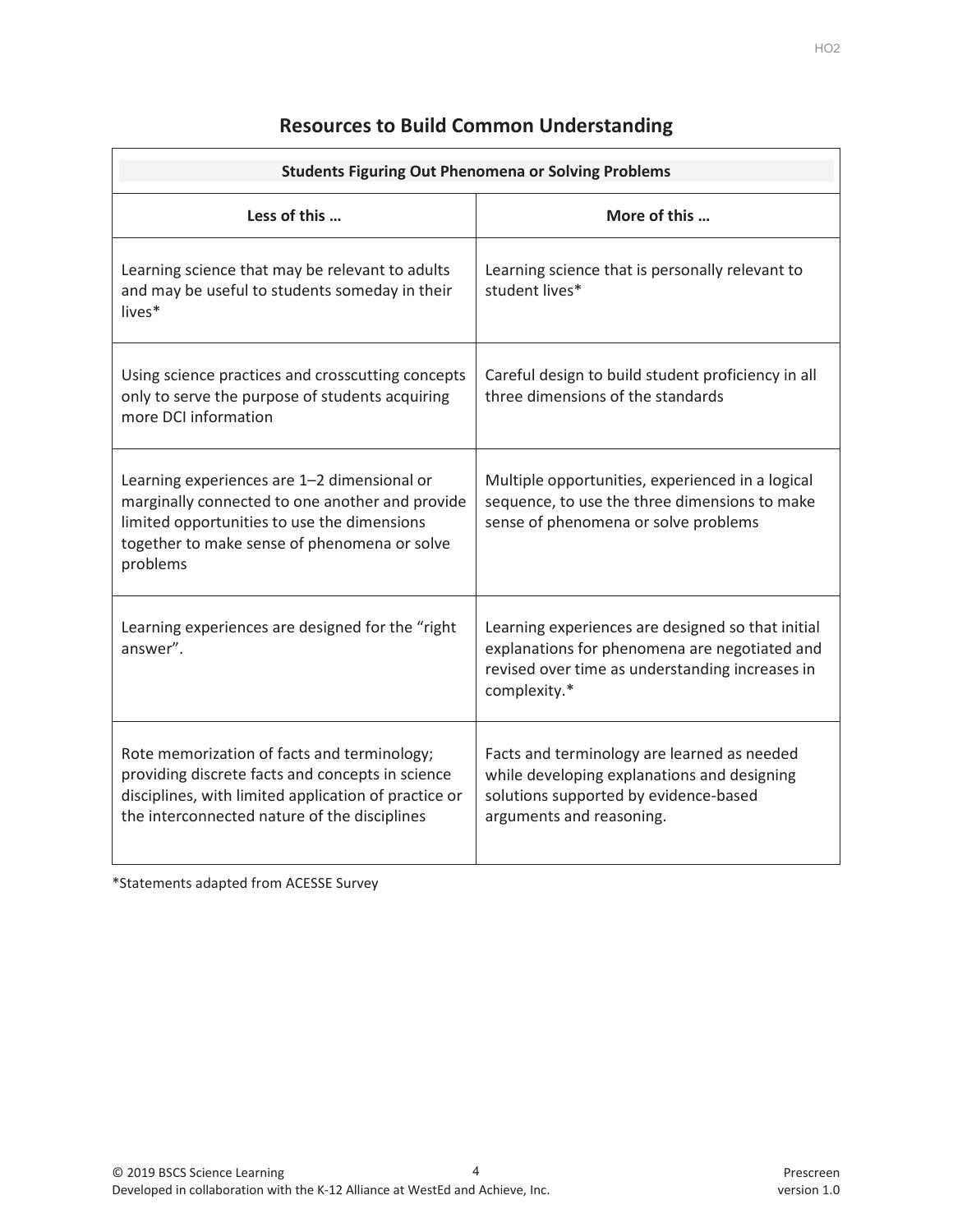## Resources to Build Common Understanding

| Students Figuring Out Phenomena or Solving Problems | |
|---|---|
| **Less of this …** | **More of this …** |
| Learning science that may be relevant to adults and may be useful to students someday in their lives* | Learning science that is personally relevant to student lives* |
| Using science practices and crosscutting concepts only to serve the purpose of students acquiring more DCI information | Careful design to build student proficiency in all three dimensions of the standards |
| Learning experiences are 1–2 dimensional or marginally connected to one another and provide limited opportunities to use the dimensions together to make sense of phenomena or solve problems | Multiple opportunities, experienced in a logical sequence, to use the three dimensions to make sense of phenomena or solve problems |
| Learning experiences are designed for the "right answer". | Learning experiences are designed so that initial explanations for phenomena are negotiated and revised over time as understanding increases in complexity.* |
| Rote memorization of facts and terminology; providing discrete facts and concepts in science disciplines, with limited application of practice or the interconnected nature of the disciplines | Facts and terminology are learned as needed while developing explanations and designing solutions supported by evidence-based arguments and reasoning. |

*Statements adapted from ACESSE Survey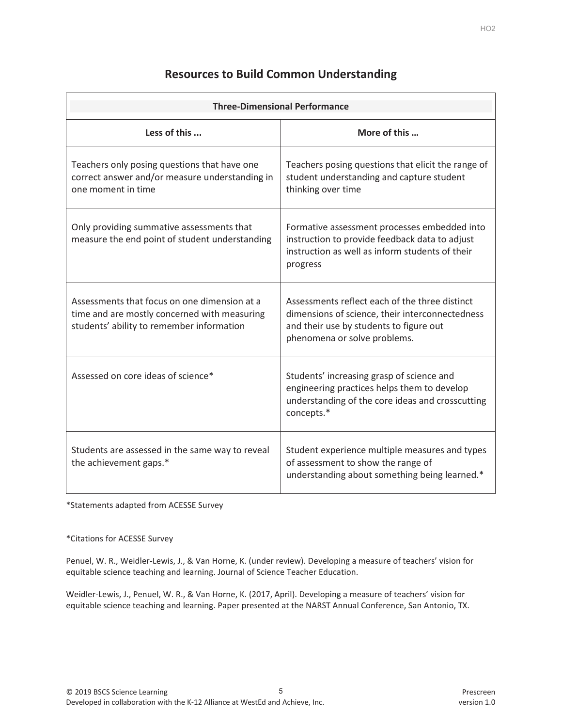# Resources to Build Common Understanding

| Three-Dimensional Performance | |
|---|---|
| **Less of this ...** | **More of this …** |
| Teachers only posing questions that have one correct answer and/or measure understanding in one moment in time | Teachers posing questions that elicit the range of student understanding and capture student thinking over time |
| Only providing summative assessments that measure the end point of student understanding | Formative assessment processes embedded into instruction to provide feedback data to adjust instruction as well as inform students of their progress |
| Assessments that focus on one dimension at a time and are mostly concerned with measuring students' ability to remember information | Assessments reflect each of the three distinct dimensions of science, their interconnectedness and their use by students to figure out phenomena or solve problems. |
| Assessed on core ideas of science* | Students' increasing grasp of science and engineering practices helps them to develop understanding of the core ideas and crosscutting concepts.* |
| Students are assessed in the same way to reveal the achievement gaps.* | Student experience multiple measures and types of assessment to show the range of understanding about something being learned.* |

*Statements adapted from ACESSE Survey

*Citations for ACESSE Survey

Penuel, W. R., Weidler-Lewis, J., & Van Horne, K. (under review). Developing a measure of teachers' vision for equitable science teaching and learning. Journal of Science Teacher Education.

Weidler-Lewis, J., Penuel, W. R., & Van Horne, K. (2017, April). Developing a measure of teachers' vision for equitable science teaching and learning. Paper presented at the NARST Annual Conference, San Antonio, TX.